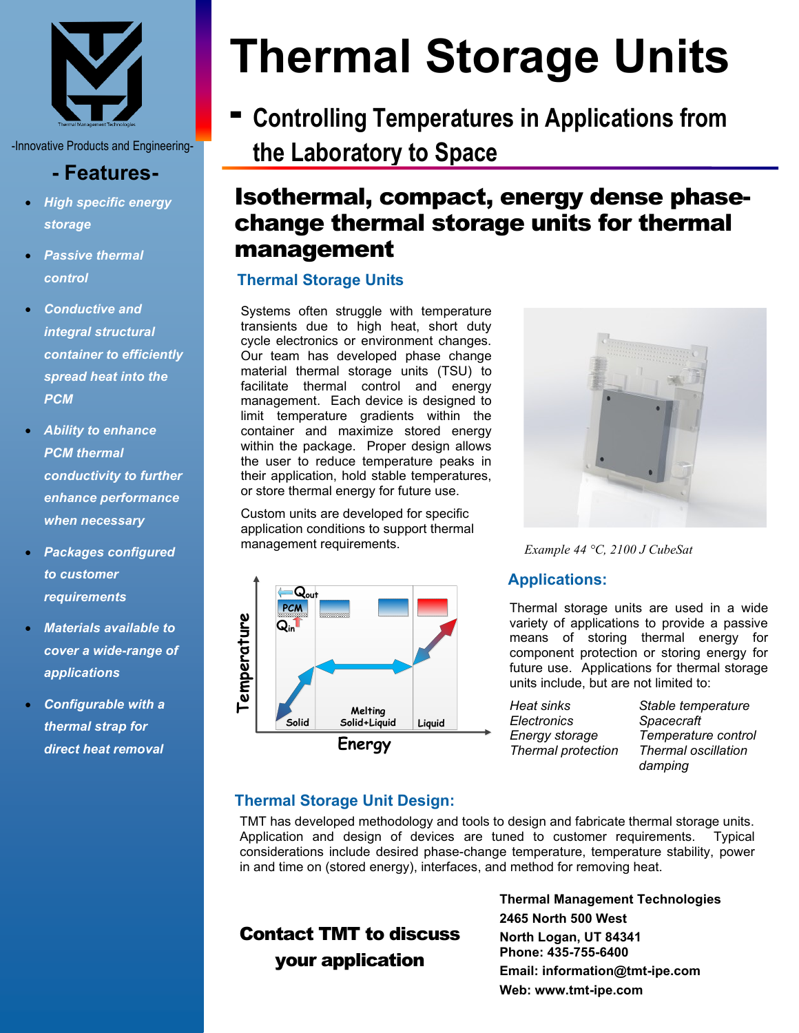# Thermal Storage Units

## - Controlling Temperatures in Applications from the Laboratory to Space

-Innovative Products and Engineering-

### - Features-

- *High specific energy storage*
- *Passive thermal control*
- *Conductive and integral structural container to efficiently spread heat into the PCM*
- *Ability to enhance PCM thermal conductivity to further enhance performance when necessary*
- *Packages configured to customer requirements*
- *Materials available to cover a wide-range of applications*
- *Configurable with a thermal strap for direct heat removal*

## Isothermal, compact, energy dense phase-change thermal storage units for thermal management

### Thermal Storage Units

Systems often struggle with temperature transients due to high heat, short duty cycle electronics or environment changes. Our team has developed phase change material thermal storage units (TSU) to facilitate thermal control and energy management. Each device is designed to limit temperature gradients within the container and maximize stored energy within the package. Proper design allows the user to reduce temperature peaks in their application, hold stable temperatures, or store thermal energy for future use.

Custom units are developed for specific application conditions to support thermal management requirements.

*Example 44 °C, 2100 J CubeSat*

### Applications:

Thermal storage units are used in a wide variety of applications to provide a passive means of storing thermal energy for component protection or storing energy for future use. Applications for thermal storage units include, but are not limited to:

| | |
|---|---|
| *Heat sinks* | *Stable temperature* |
| *Electronics* | *Spacecraft* |
| *Energy storage* | *Temperature control* |
| *Thermal protection* | *Thermal oscillation damping* |

### Thermal Storage Unit Design:

TMT has developed methodology and tools to design and fabricate thermal storage units. Application and design of devices are tuned to customer requirements. Typical considerations include desired phase-change temperature, temperature stability, power in and time on (stored energy), interfaces, and method for removing heat.

**Contact TMT to discuss your application**

**Thermal Management Technologies**
**2465 North 500 West**
**North Logan, UT 84341**
**Phone: 435-755-6400**
**Email: information@tmt-ipe.com**
**Web: www.tmt-ipe.com**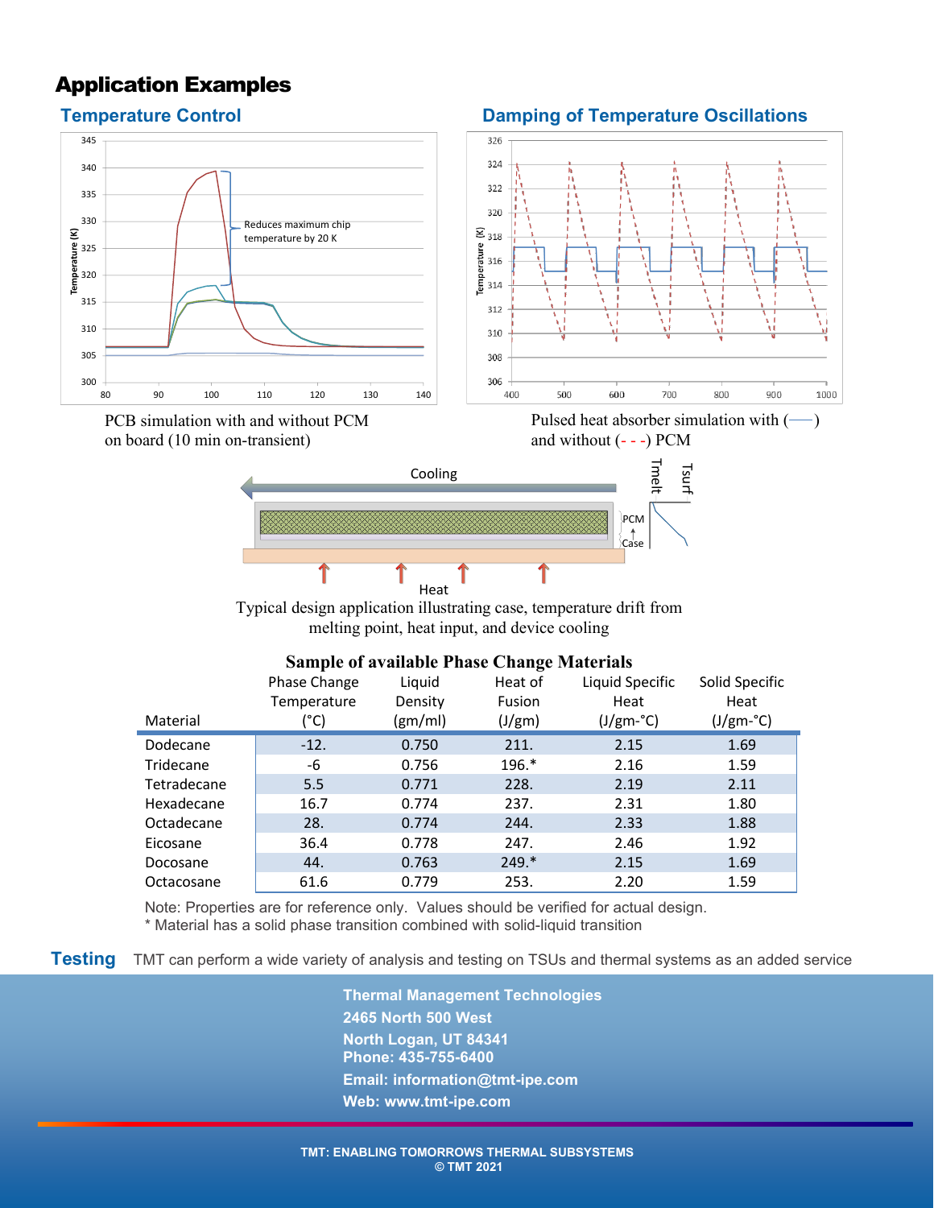# Application Examples

## Temperature Control

345
340
335
330
325
320
315
310
305
300
Temperature (K)
80 90 100 110 120 130 140
Reduces maximum chip temperature by 20 K

PCB simulation with and without PCM on board (10 min on-transient)

## Damping of Temperature Oscillations

326
324
322
320
318
316
314
312
310
308
306
Temperature (K)
400 500 600 700 800 900 1000

Pulsed heat absorber simulation with (——) and without (- - -) PCM

Cooling
Tmelt
Tsurf
PCM
Case
Heat

Typical design application illustrating case, temperature drift from melting point, heat input, and device cooling

**Sample of available Phase Change Materials**

| Material | Phase Change Temperature (°C) | Liquid Density (gm/ml) | Heat of Fusion (J/gm) | Liquid Specific Heat (J/gm-°C) | Solid Specific Heat (J/gm-°C) |
|---|---|---|---|---|---|
| Dodecane | -12. | 0.750 | 211. | 2.15 | 1.69 |
| Tridecane | -6 | 0.756 | 196.* | 2.16 | 1.59 |
| Tetradecane | 5.5 | 0.771 | 228. | 2.19 | 2.11 |
| Hexadecane | 16.7 | 0.774 | 237. | 2.31 | 1.80 |
| Octadecane | 28. | 0.774 | 244. | 2.33 | 1.88 |
| Eicosane | 36.4 | 0.778 | 247. | 2.46 | 1.92 |
| Docosane | 44. | 0.763 | 249.* | 2.15 | 1.69 |
| Octacosane | 61.6 | 0.779 | 253. | 2.20 | 1.59 |

Note: Properties are for reference only. Values should be verified for actual design.
* Material has a solid phase transition combined with solid-liquid transition

**Testing** TMT can perform a wide variety of analysis and testing on TSUs and thermal systems as an added service

**Thermal Management Technologies**
**2465 North 500 West**
**North Logan, UT 84341**
**Phone: 435-755-6400**
**Email: information@tmt-ipe.com**
**Web: www.tmt-ipe.com**

**TMT: ENABLING TOMORROWS THERMAL SUBSYSTEMS**
**© TMT 2021**